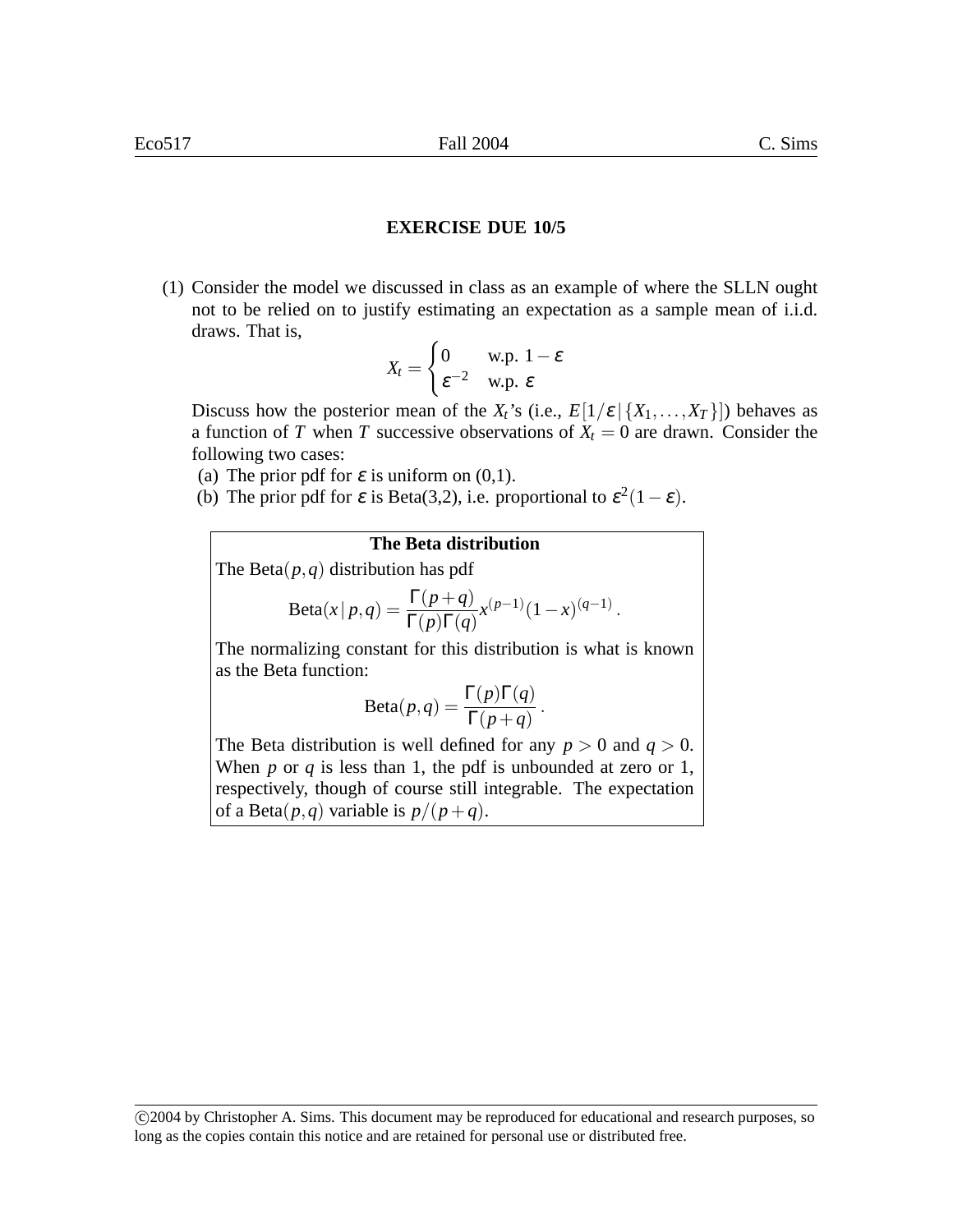**EXERCISE DUE 10/5**

(1) Consider the model we discussed in class as an example of where the SLLN ought not to be relied on to justify estimating an expectation as a sample mean of i.i.d. draws. That is,

$$X_t = \begin{cases} 0 & \text{w.p. } 1-\varepsilon \\ \varepsilon^{-2} & \text{w.p. } \varepsilon \end{cases}$$

Discuss how the posterior mean of the $X_t$'s (i.e., $E[1/\varepsilon \mid \{X_1, \ldots, X_T\}]$) behaves as a function of $T$ when $T$ successive observations of $X_t = 0$ are drawn. Consider the following two cases:

(a) The prior pdf for $\varepsilon$ is uniform on (0,1).

(b) The prior pdf for $\varepsilon$ is Beta(3,2), i.e. proportional to $\varepsilon^2(1-\varepsilon)$.

> **The Beta distribution**
>
> The Beta$(p,q)$ distribution has pdf
>
> $$\text{Beta}(x \mid p,q) = \frac{\Gamma(p+q)}{\Gamma(p)\Gamma(q)} x^{(p-1)}(1-x)^{(q-1)}.$$
>
> The normalizing constant for this distribution is what is known as the Beta function:
>
> $$\text{Beta}(p,q) = \frac{\Gamma(p)\Gamma(q)}{\Gamma(p+q)}.$$
>
> The Beta distribution is well defined for any $p > 0$ and $q > 0$. When $p$ or $q$ is less than 1, the pdf is unbounded at zero or 1, respectively, though of course still integrable. The expectation of a Beta$(p,q)$ variable is $p/(p+q)$.

©2004 by Christopher A. Sims. This document may be reproduced for educational and research purposes, so long as the copies contain this notice and are retained for personal use or distributed free.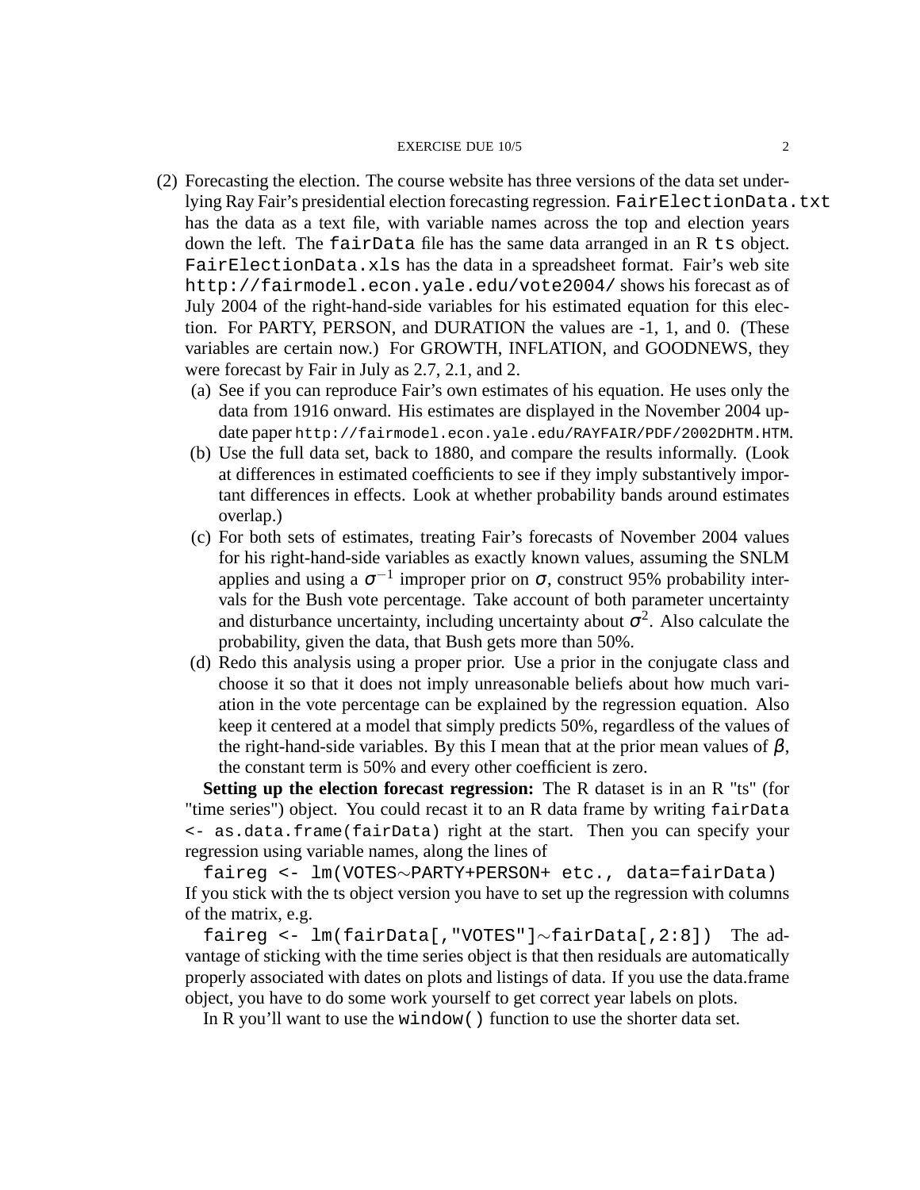(2) Forecasting the election. The course website has three versions of the data set underlying Ray Fair's presidential election forecasting regression. `FairElectionData.txt` has the data as a text file, with variable names across the top and election years down the left. The `fairData` file has the same data arranged in an R `ts` object. `FairElectionData.xls` has the data in a spreadsheet format. Fair's web site `http://fairmodel.econ.yale.edu/vote2004/` shows his forecast as of July 2004 of the right-hand-side variables for his estimated equation for this election. For PARTY, PERSON, and DURATION the values are -1, 1, and 0. (These variables are certain now.) For GROWTH, INFLATION, and GOODNEWS, they were forecast by Fair in July as 2.7, 2.1, and 2.

   (a) See if you can reproduce Fair's own estimates of his equation. He uses only the data from 1916 onward. His estimates are displayed in the November 2004 update paper `http://fairmodel.econ.yale.edu/RAYFAIR/PDF/2002DHTM.HTM`.
   (b) Use the full data set, back to 1880, and compare the results informally. (Look at differences in estimated coefficients to see if they imply substantively important differences in effects. Look at whether probability bands around estimates overlap.)
   (c) For both sets of estimates, treating Fair's forecasts of November 2004 values for his right-hand-side variables as exactly known values, assuming the SNLM applies and using a $\sigma^{-1}$ improper prior on $\sigma$, construct 95% probability intervals for the Bush vote percentage. Take account of both parameter uncertainty and disturbance uncertainty, including uncertainty about $\sigma^2$. Also calculate the probability, given the data, that Bush gets more than 50%.
   (d) Redo this analysis using a proper prior. Use a prior in the conjugate class and choose it so that it does not imply unreasonable beliefs about how much variation in the vote percentage can be explained by the regression equation. Also keep it centered at a model that simply predicts 50%, regardless of the values of the right-hand-side variables. By this I mean that at the prior mean values of $\beta$, the constant term is 50% and every other coefficient is zero.

   **Setting up the election forecast regression:** The R dataset is in an R "ts" (for "time series") object. You could recast it to an R data frame by writing `fairData <- as.data.frame(fairData)` right at the start. Then you can specify your regression using variable names, along the lines of

   ```
   faireg <- lm(VOTES~PARTY+PERSON+ etc., data=fairData)
   ```

   If you stick with the ts object version you have to set up the regression with columns of the matrix, e.g.

   ```
   faireg <- lm(fairData[,"VOTES"]~fairData[,2:8])
   ```

   The advantage of sticking with the time series object is that then residuals are automatically properly associated with dates on plots and listings of data. If you use the data.frame object, you have to do some work yourself to get correct year labels on plots.

   In R you'll want to use the `window()` function to use the shorter data set.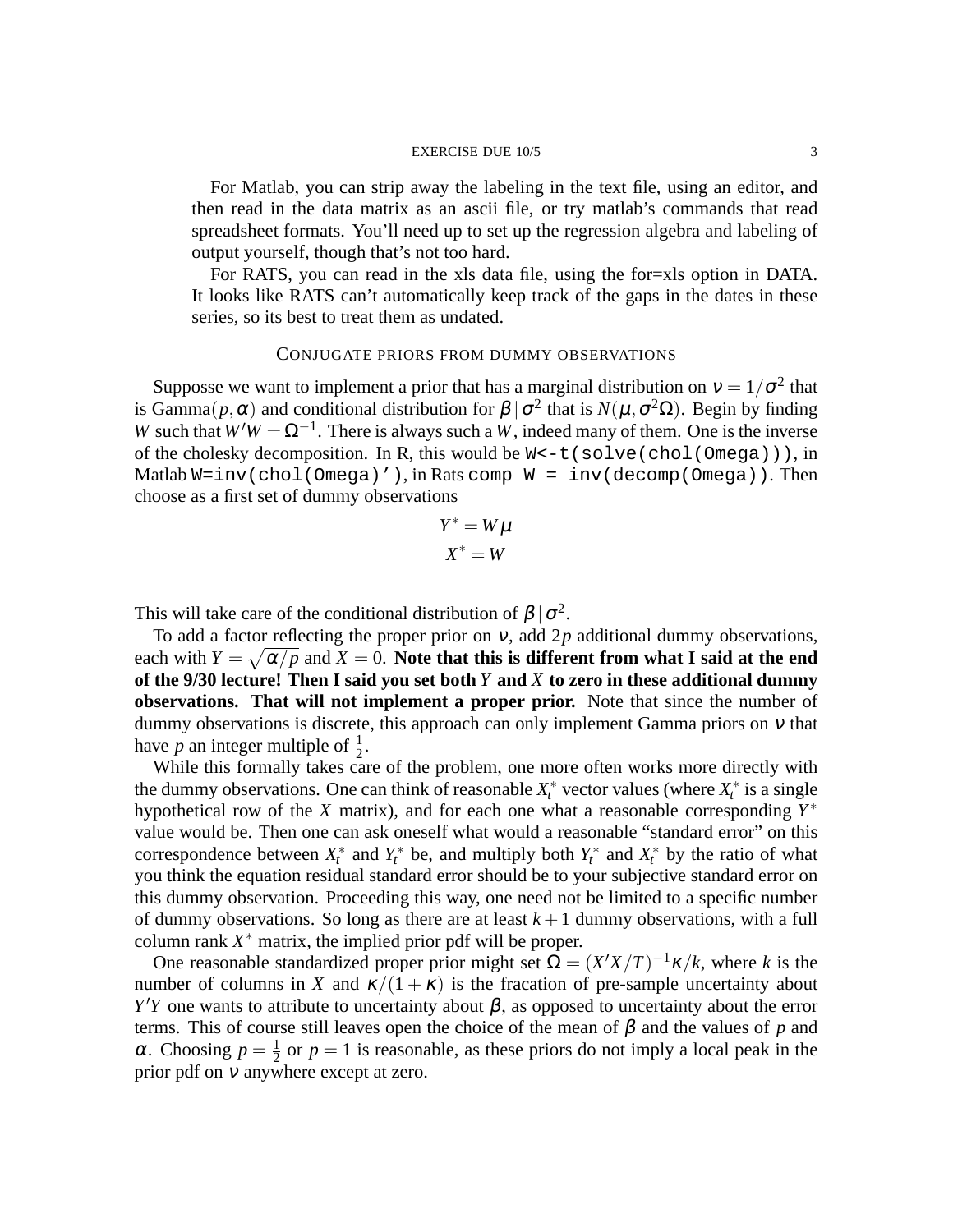For Matlab, you can strip away the labeling in the text file, using an editor, and then read in the data matrix as an ascii file, or try matlab's commands that read spreadsheet formats. You'll need up to set up the regression algebra and labeling of output yourself, though that's not too hard.

For RATS, you can read in the xls data file, using the for=xls option in DATA. It looks like RATS can't automatically keep track of the gaps in the dates in these series, so its best to treat them as undated.

## CONJUGATE PRIORS FROM DUMMY OBSERVATIONS

Supposse we want to implement a prior that has a marginal distribution on $\nu = 1/\sigma^2$ that is Gamma$(p, \alpha)$ and conditional distribution for $\beta \mid \sigma^2$ that is $N(\mu, \sigma^2 \Omega)$. Begin by finding $W$ such that $W'W = \Omega^{-1}$. There is always such a $W$, indeed many of them. One is the inverse of the cholesky decomposition. In R, this would be `W<-t(solve(chol(Omega)))`, in Matlab `W=inv(chol(Omega)')`, in Rats `comp W = inv(decomp(Omega))`. Then choose as a first set of dummy observations

$$Y^* = W\mu$$
$$X^* = W$$

This will take care of the conditional distribution of $\beta \mid \sigma^2$.

To add a factor reflecting the proper prior on $\nu$, add $2p$ additional dummy observations, each with $Y = \sqrt{\alpha/p}$ and $X = 0$. **Note that this is different from what I said at the end of the 9/30 lecture! Then I said you set both $Y$ and $X$ to zero in these additional dummy observations. That will not implement a proper prior.** Note that since the number of dummy observations is discrete, this approach can only implement Gamma priors on $\nu$ that have $p$ an integer multiple of $\frac{1}{2}$.

While this formally takes care of the problem, one more often works more directly with the dummy observations. One can think of reasonable $X_t^*$ vector values (where $X_t^*$ is a single hypothetical row of the $X$ matrix), and for each one what a reasonable corresponding $Y^*$ value would be. Then one can ask oneself what would a reasonable "standard error" on this correspondence between $X_t^*$ and $Y_t^*$ be, and multiply both $Y_t^*$ and $X_t^*$ by the ratio of what you think the equation residual standard error should be to your subjective standard error on this dummy observation. Proceeding this way, one need not be limited to a specific number of dummy observations. So long as there are at least $k+1$ dummy observations, with a full column rank $X^*$ matrix, the implied prior pdf will be proper.

One reasonable standardized proper prior might set $\Omega = (X'X/T)^{-1}\kappa/k$, where $k$ is the number of columns in $X$ and $\kappa/(1+\kappa)$ is the fracation of pre-sample uncertainty about $Y'Y$ one wants to attribute to uncertainty about $\beta$, as opposed to uncertainty about the error terms. This of course still leaves open the choice of the mean of $\beta$ and the values of $p$ and $\alpha$. Choosing $p = \frac{1}{2}$ or $p = 1$ is reasonable, as these priors do not imply a local peak in the prior pdf on $\nu$ anywhere except at zero.